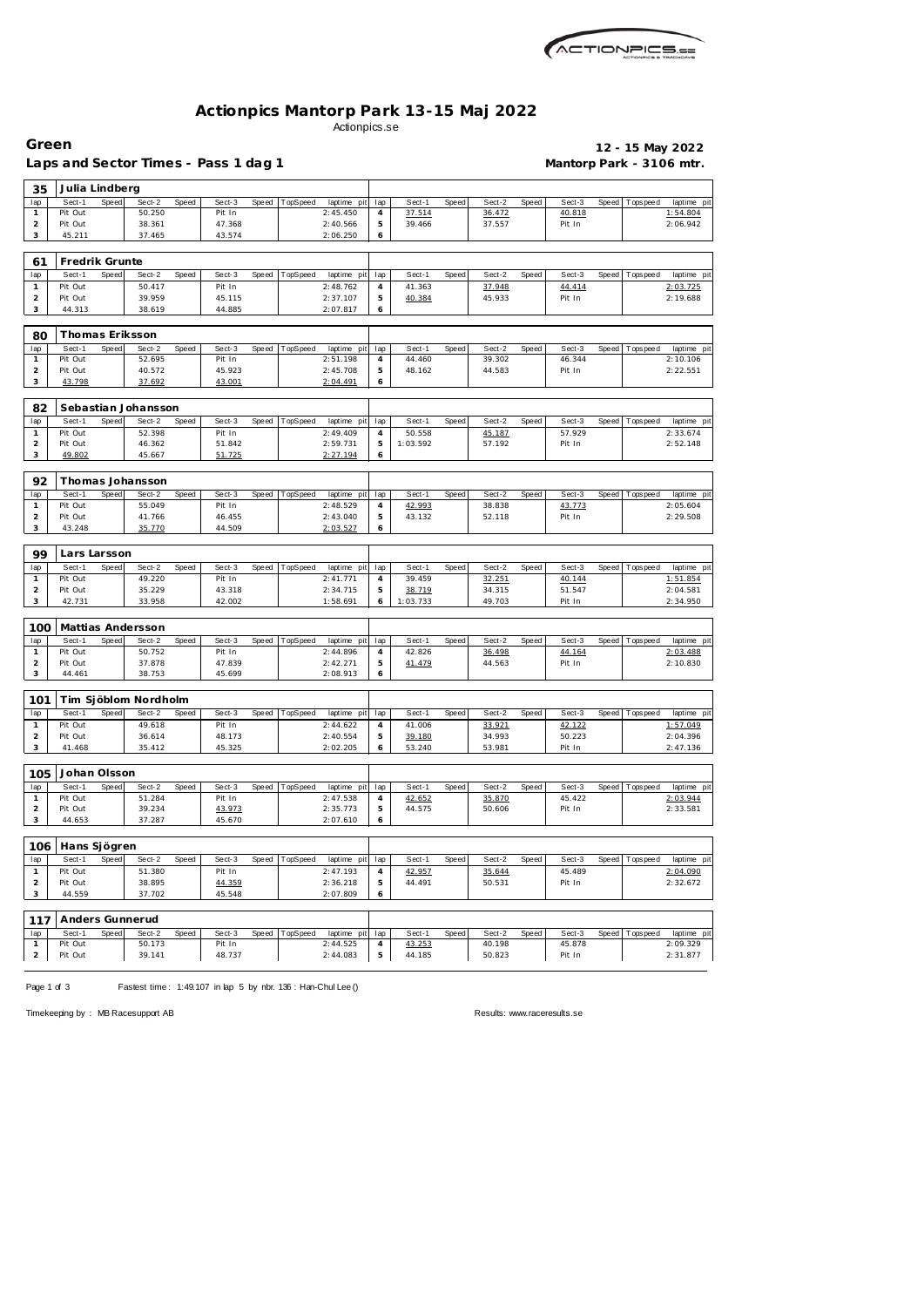# Actionpics Mantorp Park 13-15 Maj 2022

Actionpics.se

## Green

**12 - 15 May 2022**

**Laps and Sector Times - Pass 1 dag 1**

**Mantorp Park - 3106 mtr.**

### 35 Julia Lindberg

| lap | Sect-1 | Speed | Sect-2 | Speed | Sect-3 | Speed | TopSpeed | laptime pit | lap | Sect-1 | Speed | Sect-2 | Speed | Sect-3 | Speed | Topspeed | laptime pit |
|---|---|---|---|---|---|---|---|---|---|---|---|---|---|---|---|---|---|
| 1 | Pit Out | | 50.250 | | Pit In | | | 2:45.450 | 4 | 37.514 | | 36.472 | | 40.818 | | | 1:54.804 |
| 2 | Pit Out | | 38.361 | | 47.368 | | | 2:40.566 | 5 | 39.466 | | 37.557 | | Pit In | | | 2:06.942 |
| 3 | 45.211 | | 37.465 | | 43.574 | | | 2:06.250 | 6 | | | | | | | | |

### 61 Fredrik Grunte

| lap | Sect-1 | Speed | Sect-2 | Speed | Sect-3 | Speed | TopSpeed | laptime pit | lap | Sect-1 | Speed | Sect-2 | Speed | Sect-3 | Speed | Topspeed | laptime pit |
|---|---|---|---|---|---|---|---|---|---|---|---|---|---|---|---|---|---|
| 1 | Pit Out | | 50.417 | | Pit In | | | 2:48.762 | 4 | 41.363 | | 37.948 | | 44.414 | | | 2:03.725 |
| 2 | Pit Out | | 39.959 | | 45.115 | | | 2:37.107 | 5 | 40.384 | | 45.933 | | Pit In | | | 2:19.688 |
| 3 | 44.313 | | 38.619 | | 44.885 | | | 2:07.817 | 6 | | | | | | | | |

### 80 Thomas Eriksson

| lap | Sect-1 | Speed | Sect-2 | Speed | Sect-3 | Speed | TopSpeed | laptime pit | lap | Sect-1 | Speed | Sect-2 | Speed | Sect-3 | Speed | Topspeed | laptime pit |
|---|---|---|---|---|---|---|---|---|---|---|---|---|---|---|---|---|---|
| 1 | Pit Out | | 52.695 | | Pit In | | | 2:51.198 | 4 | 44.460 | | 39.302 | | 46.344 | | | 2:10.106 |
| 2 | Pit Out | | 40.572 | | 45.923 | | | 2:45.708 | 5 | 48.162 | | 44.583 | | Pit In | | | 2:22.551 |
| 3 | 43.798 | | 37.692 | | 43.001 | | | 2:04.491 | 6 | | | | | | | | |

### 82 Sebastian Johansson

| lap | Sect-1 | Speed | Sect-2 | Speed | Sect-3 | Speed | TopSpeed | laptime pit | lap | Sect-1 | Speed | Sect-2 | Speed | Sect-3 | Speed | Topspeed | laptime pit |
|---|---|---|---|---|---|---|---|---|---|---|---|---|---|---|---|---|---|
| 1 | Pit Out | | 52.398 | | Pit In | | | 2:49.409 | 4 | 50.558 | | 45.187 | | 57.929 | | | 2:33.674 |
| 2 | Pit Out | | 46.362 | | 51.842 | | | 2:59.731 | 5 | 1:03.592 | | 57.192 | | Pit In | | | 2:52.148 |
| 3 | 49.802 | | 45.667 | | 51.725 | | | 2:27.194 | 6 | | | | | | | | |

### 92 Thomas Johansson

| lap | Sect-1 | Speed | Sect-2 | Speed | Sect-3 | Speed | TopSpeed | laptime pit | lap | Sect-1 | Speed | Sect-2 | Speed | Sect-3 | Speed | Topspeed | laptime pit |
|---|---|---|---|---|---|---|---|---|---|---|---|---|---|---|---|---|---|
| 1 | Pit Out | | 55.049 | | Pit In | | | 2:48.529 | 4 | 42.993 | | 38.838 | | 43.773 | | | 2:05.604 |
| 2 | Pit Out | | 41.766 | | 46.455 | | | 2:43.040 | 5 | 43.132 | | 52.118 | | Pit In | | | 2:29.508 |
| 3 | 43.248 | | 35.770 | | 44.509 | | | 2:03.527 | 6 | | | | | | | | |

### 99 Lars Larsson

| lap | Sect-1 | Speed | Sect-2 | Speed | Sect-3 | Speed | TopSpeed | laptime pit | lap | Sect-1 | Speed | Sect-2 | Speed | Sect-3 | Speed | Topspeed | laptime pit |
|---|---|---|---|---|---|---|---|---|---|---|---|---|---|---|---|---|---|
| 1 | Pit Out | | 49.220 | | Pit In | | | 2:41.771 | 4 | 39.459 | | 32.251 | | 40.144 | | | 1:51.854 |
| 2 | Pit Out | | 35.229 | | 43.318 | | | 2:34.715 | 5 | 38.719 | | 34.315 | | 51.547 | | | 2:04.581 |
| 3 | 42.731 | | 33.958 | | 42.002 | | | 1:58.691 | 6 | 1:03.733 | | 49.703 | | Pit In | | | 2:34.950 |

### 100 Mattias Andersson

| lap | Sect-1 | Speed | Sect-2 | Speed | Sect-3 | Speed | TopSpeed | laptime pit | lap | Sect-1 | Speed | Sect-2 | Speed | Sect-3 | Speed | Topspeed | laptime pit |
|---|---|---|---|---|---|---|---|---|---|---|---|---|---|---|---|---|---|
| 1 | Pit Out | | 50.752 | | Pit In | | | 2:44.896 | 4 | 42.826 | | 36.498 | | 44.164 | | | 2:03.488 |
| 2 | Pit Out | | 37.878 | | 47.839 | | | 2:42.271 | 5 | 41.479 | | 44.563 | | Pit In | | | 2:10.830 |
| 3 | 44.461 | | 38.753 | | 45.699 | | | 2:08.913 | 6 | | | | | | | | |

### 101 Tim Sjöblom Nordholm

| lap | Sect-1 | Speed | Sect-2 | Speed | Sect-3 | Speed | TopSpeed | laptime pit | lap | Sect-1 | Speed | Sect-2 | Speed | Sect-3 | Speed | Topspeed | laptime pit |
|---|---|---|---|---|---|---|---|---|---|---|---|---|---|---|---|---|---|
| 1 | Pit Out | | 49.618 | | Pit In | | | 2:44.622 | 4 | 41.006 | | 33.921 | | 42.122 | | | 1:57.049 |
| 2 | Pit Out | | 36.614 | | 48.173 | | | 2:40.554 | 5 | 39.180 | | 34.993 | | 50.223 | | | 2:04.396 |
| 3 | 41.468 | | 35.412 | | 45.325 | | | 2:02.205 | 6 | 53.240 | | 53.981 | | Pit In | | | 2:47.136 |

### 105 Johan Olsson

| lap | Sect-1 | Speed | Sect-2 | Speed | Sect-3 | Speed | TopSpeed | laptime pit | lap | Sect-1 | Speed | Sect-2 | Speed | Sect-3 | Speed | Topspeed | laptime pit |
|---|---|---|---|---|---|---|---|---|---|---|---|---|---|---|---|---|---|
| 1 | Pit Out | | 51.284 | | Pit In | | | 2:47.538 | 4 | 42.652 | | 35.870 | | 45.422 | | | 2:03.944 |
| 2 | Pit Out | | 39.234 | | 43.973 | | | 2:35.773 | 5 | 44.575 | | 50.606 | | Pit In | | | 2:33.581 |
| 3 | 44.653 | | 37.287 | | 45.670 | | | 2:07.610 | 6 | | | | | | | | |

### 106 Hans Sjögren

| lap | Sect-1 | Speed | Sect-2 | Speed | Sect-3 | Speed | TopSpeed | laptime pit | lap | Sect-1 | Speed | Sect-2 | Speed | Sect-3 | Speed | Topspeed | laptime pit |
|---|---|---|---|---|---|---|---|---|---|---|---|---|---|---|---|---|---|
| 1 | Pit Out | | 51.380 | | Pit In | | | 2:47.193 | 4 | 42.957 | | 35.644 | | 45.489 | | | 2:04.090 |
| 2 | Pit Out | | 38.895 | | 44.359 | | | 2:36.218 | 5 | 44.491 | | 50.531 | | Pit In | | | 2:32.672 |
| 3 | 44.559 | | 37.702 | | 45.548 | | | 2:07.809 | 6 | | | | | | | | |

### 117 Anders Gunnerud

| lap | Sect-1 | Speed | Sect-2 | Speed | Sect-3 | Speed | TopSpeed | laptime pit | lap | Sect-1 | Speed | Sect-2 | Speed | Sect-3 | Speed | Topspeed | laptime pit |
|---|---|---|---|---|---|---|---|---|---|---|---|---|---|---|---|---|---|
| 1 | Pit Out | | 50.173 | | Pit In | | | 2:44.525 | 4 | 43.253 | | 40.198 | | 45.878 | | | 2:09.329 |
| 2 | Pit Out | | 39.141 | | 48.737 | | | 2:44.083 | 5 | 44.185 | | 50.823 | | Pit In | | | 2:31.877 |

Fastest time : 1:49.107 in lap 5 by nbr. 136 : Han-Chul Lee ()

Timekeeping by : MB Racesupport AB

Results: www.raceresults.se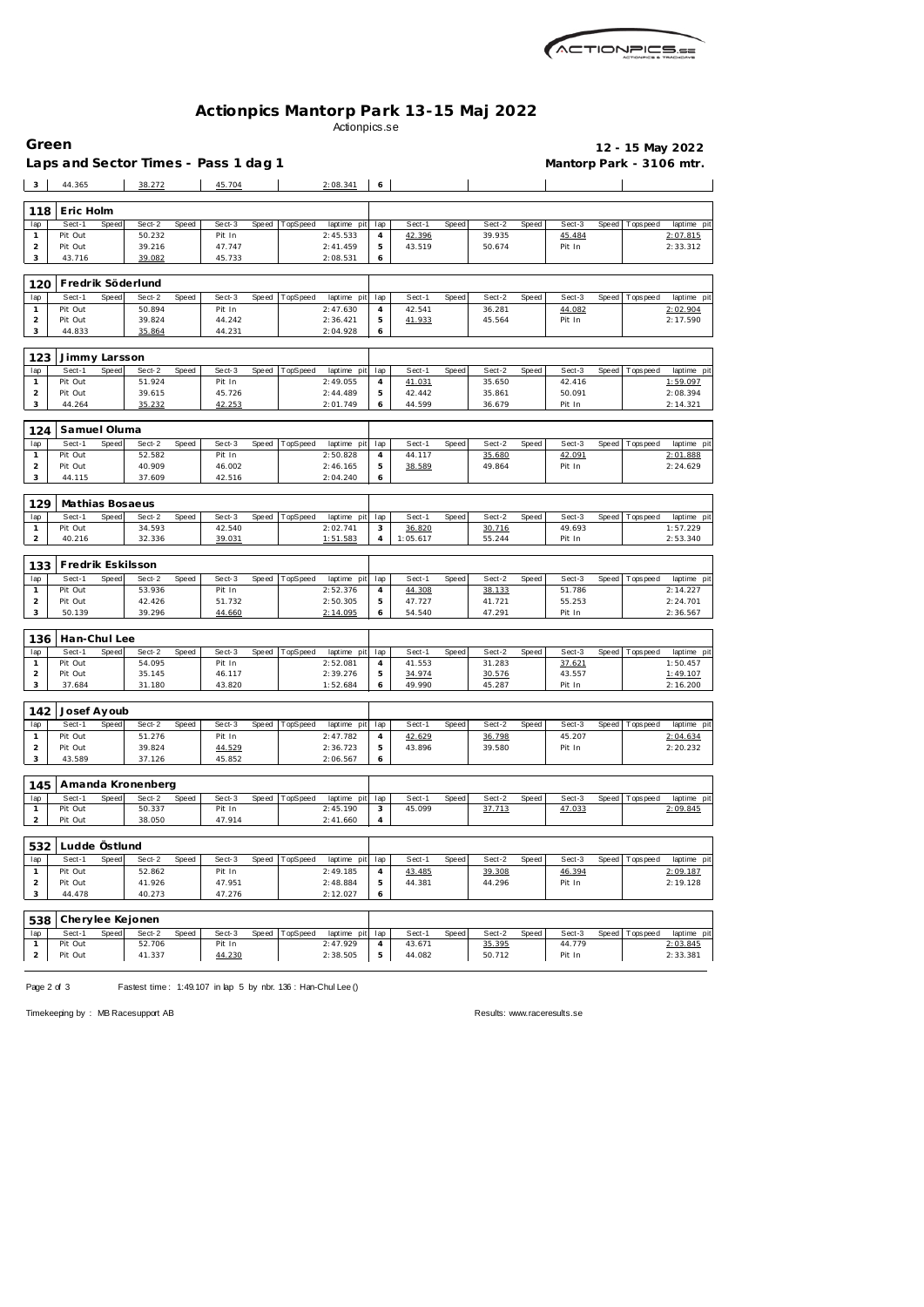# Actionpics Mantorp Park 13-15 Maj 2022

Actionpics.se

**Green** — 12 - 15 May 2022

**Laps and Sector Times - Pass 1 dag 1** — Mantorp Park - 3106 mtr.

| lap | Sect-1 | Speed | Sect-2 | Speed | Sect-3 | Speed | TopSpeed | laptime pit | lap | Sect-1 | Speed | Sect-2 | Speed | Sect-3 | Speed | Topspeed | laptime pit |
|---|---|---|---|---|---|---|---|---|---|---|---|---|---|---|---|---|---|
| 3 | 44.365 | | 38.272 | | 45.704 | | | 2:08.341 | 6 | | | | | | | | |

## 118 Eric Holm

| lap | Sect-1 | Speed | Sect-2 | Speed | Sect-3 | Speed | TopSpeed | laptime pit | lap | Sect-1 | Speed | Sect-2 | Speed | Sect-3 | Speed | Topspeed | laptime pit |
|---|---|---|---|---|---|---|---|---|---|---|---|---|---|---|---|---|---|
| 1 | Pit Out | | 50.232 | | Pit In | | | 2:45.533 | 4 | 42.396 | | 39.935 | | 45.484 | | | 2:07.815 |
| 2 | Pit Out | | 39.216 | | 47.747 | | | 2:41.459 | 5 | 43.519 | | 50.674 | | Pit In | | | 2:33.312 |
| 3 | 43.716 | | 39.082 | | 45.733 | | | 2:08.531 | 6 | | | | | | | | |

## 120 Fredrik Söderlund

| lap | Sect-1 | Speed | Sect-2 | Speed | Sect-3 | Speed | TopSpeed | laptime pit | lap | Sect-1 | Speed | Sect-2 | Speed | Sect-3 | Speed | Topspeed | laptime pit |
|---|---|---|---|---|---|---|---|---|---|---|---|---|---|---|---|---|---|
| 1 | Pit Out | | 50.894 | | Pit In | | | 2:47.630 | 4 | 42.541 | | 36.281 | | 44.082 | | | 2:02.904 |
| 2 | Pit Out | | 39.824 | | 44.242 | | | 2:36.421 | 5 | 41.933 | | 45.564 | | Pit In | | | 2:17.590 |
| 3 | 44.833 | | 35.864 | | 44.231 | | | 2:04.928 | 6 | | | | | | | | |

## 123 Jimmy Larsson

| lap | Sect-1 | Speed | Sect-2 | Speed | Sect-3 | Speed | TopSpeed | laptime pit | lap | Sect-1 | Speed | Sect-2 | Speed | Sect-3 | Speed | Topspeed | laptime pit |
|---|---|---|---|---|---|---|---|---|---|---|---|---|---|---|---|---|---|
| 1 | Pit Out | | 51.924 | | Pit In | | | 2:49.055 | 4 | 41.031 | | 35.650 | | 42.416 | | | 1:59.097 |
| 2 | Pit Out | | 39.615 | | 45.726 | | | 2:44.489 | 5 | 42.442 | | 35.861 | | 50.091 | | | 2:08.394 |
| 3 | 44.264 | | 35.232 | | 42.253 | | | 2:01.749 | 6 | 44.599 | | 36.679 | | Pit In | | | 2:14.321 |

## 124 Samuel Oluma

| lap | Sect-1 | Speed | Sect-2 | Speed | Sect-3 | Speed | TopSpeed | laptime pit | lap | Sect-1 | Speed | Sect-2 | Speed | Sect-3 | Speed | Topspeed | laptime pit |
|---|---|---|---|---|---|---|---|---|---|---|---|---|---|---|---|---|---|
| 1 | Pit Out | | 52.582 | | Pit In | | | 2:50.828 | 4 | 44.117 | | 35.680 | | 42.091 | | | 2:01.888 |
| 2 | Pit Out | | 40.909 | | 46.002 | | | 2:46.165 | 5 | 38.589 | | 49.864 | | Pit In | | | 2:24.629 |
| 3 | 44.115 | | 37.609 | | 42.516 | | | 2:04.240 | 6 | | | | | | | | |

## 129 Mathias Bosaeus

| lap | Sect-1 | Speed | Sect-2 | Speed | Sect-3 | Speed | TopSpeed | laptime pit | lap | Sect-1 | Speed | Sect-2 | Speed | Sect-3 | Speed | Topspeed | laptime pit |
|---|---|---|---|---|---|---|---|---|---|---|---|---|---|---|---|---|---|
| 1 | Pit Out | | 34.593 | | 42.540 | | | 2:02.741 | 3 | 36.820 | | 30.716 | | 49.693 | | | 1:57.229 |
| 2 | 40.216 | | 32.336 | | 39.031 | | | 1:51.583 | 4 | 1:05.617 | | 55.244 | | Pit In | | | 2:53.340 |

## 133 Fredrik Eskilsson

| lap | Sect-1 | Speed | Sect-2 | Speed | Sect-3 | Speed | TopSpeed | laptime pit | lap | Sect-1 | Speed | Sect-2 | Speed | Sect-3 | Speed | Topspeed | laptime pit |
|---|---|---|---|---|---|---|---|---|---|---|---|---|---|---|---|---|---|
| 1 | Pit Out | | 53.936 | | Pit In | | | 2:52.376 | 4 | 44.308 | | 38.133 | | 51.786 | | | 2:14.227 |
| 2 | Pit Out | | 42.426 | | 51.732 | | | 2:50.305 | 5 | 47.727 | | 41.721 | | 55.253 | | | 2:24.701 |
| 3 | 50.139 | | 39.296 | | 44.660 | | | 2:14.095 | 6 | 54.540 | | 47.291 | | Pit In | | | 2:36.567 |

## 136 Han-Chul Lee

| lap | Sect-1 | Speed | Sect-2 | Speed | Sect-3 | Speed | TopSpeed | laptime pit | lap | Sect-1 | Speed | Sect-2 | Speed | Sect-3 | Speed | Topspeed | laptime pit |
|---|---|---|---|---|---|---|---|---|---|---|---|---|---|---|---|---|---|
| 1 | Pit Out | | 54.095 | | Pit In | | | 2:52.081 | 4 | 41.553 | | 31.283 | | 37.621 | | | 1:50.457 |
| 2 | Pit Out | | 35.145 | | 46.117 | | | 2:39.276 | 5 | 34.974 | | 30.576 | | 43.557 | | | 1:49.107 |
| 3 | 37.684 | | 31.180 | | 43.820 | | | 1:52.684 | 6 | 49.990 | | 45.287 | | Pit In | | | 2:16.200 |

## 142 Josef Ayoub

| lap | Sect-1 | Speed | Sect-2 | Speed | Sect-3 | Speed | TopSpeed | laptime pit | lap | Sect-1 | Speed | Sect-2 | Speed | Sect-3 | Speed | Topspeed | laptime pit |
|---|---|---|---|---|---|---|---|---|---|---|---|---|---|---|---|---|---|
| 1 | Pit Out | | 51.276 | | Pit In | | | 2:47.782 | 4 | 42.629 | | 36.798 | | 45.207 | | | 2:04.634 |
| 2 | Pit Out | | 39.824 | | 44.529 | | | 2:36.723 | 5 | 43.896 | | 39.580 | | Pit In | | | 2:20.232 |
| 3 | 43.589 | | 37.126 | | 45.852 | | | 2:06.567 | 6 | | | | | | | | |

## 145 Amanda Kronenberg

| lap | Sect-1 | Speed | Sect-2 | Speed | Sect-3 | Speed | TopSpeed | laptime pit | lap | Sect-1 | Speed | Sect-2 | Speed | Sect-3 | Speed | Topspeed | laptime pit |
|---|---|---|---|---|---|---|---|---|---|---|---|---|---|---|---|---|---|
| 1 | Pit Out | | 50.337 | | Pit In | | | 2:45.190 | 3 | 45.099 | | 37.713 | | 47.033 | | | 2:09.845 |
| 2 | Pit Out | | 38.050 | | 47.914 | | | 2:41.660 | 4 | | | | | | | | |

## 532 Ludde Östlund

| lap | Sect-1 | Speed | Sect-2 | Speed | Sect-3 | Speed | TopSpeed | laptime pit | lap | Sect-1 | Speed | Sect-2 | Speed | Sect-3 | Speed | Topspeed | laptime pit |
|---|---|---|---|---|---|---|---|---|---|---|---|---|---|---|---|---|---|
| 1 | Pit Out | | 52.862 | | Pit In | | | 2:49.185 | 4 | 43.485 | | 39.308 | | 46.394 | | | 2:09.187 |
| 2 | Pit Out | | 41.926 | | 47.951 | | | 2:48.884 | 5 | 44.381 | | 44.296 | | Pit In | | | 2:19.128 |
| 3 | 44.478 | | 40.273 | | 47.276 | | | 2:12.027 | 6 | | | | | | | | |

## 538 Cherylee Kejonen

| lap | Sect-1 | Speed | Sect-2 | Speed | Sect-3 | Speed | TopSpeed | laptime pit | lap | Sect-1 | Speed | Sect-2 | Speed | Sect-3 | Speed | Topspeed | laptime pit |
|---|---|---|---|---|---|---|---|---|---|---|---|---|---|---|---|---|---|
| 1 | Pit Out | | 52.706 | | Pit In | | | 2:47.929 | 4 | 43.671 | | 35.395 | | 44.779 | | | 2:03.845 |
| 2 | Pit Out | | 41.337 | | 44.230 | | | 2:38.505 | 5 | 44.082 | | 50.712 | | Pit In | | | 2:33.381 |

Fastest time : 1:49.107 in lap 5 by nbr. 136 : Han-Chul Lee ()

Timekeeping by : MB Racesupport AB — Results: www.raceresults.se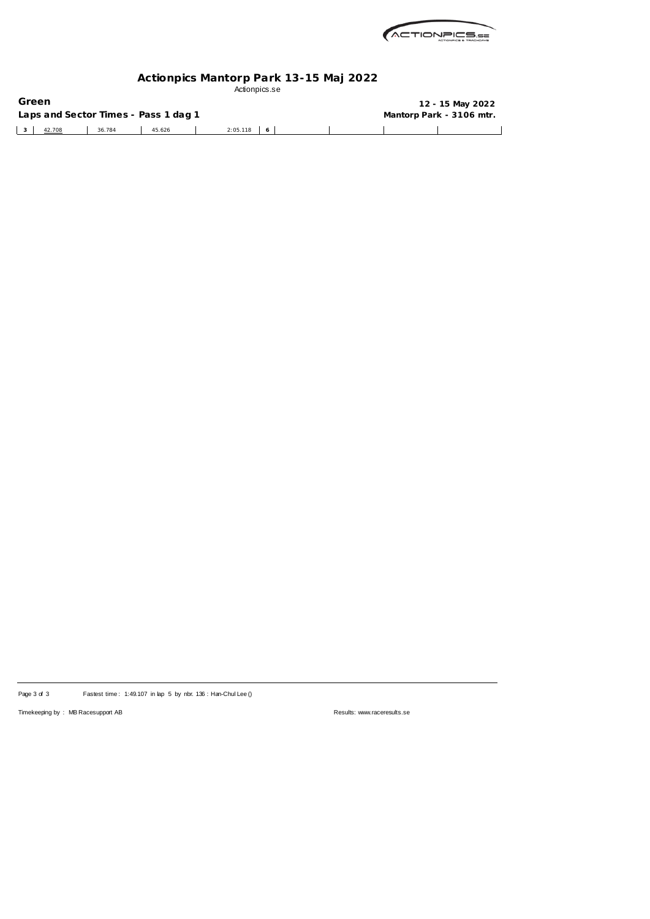# Actionpics Mantorp Park 13-15 Maj 2022

Actionpics.se

**Green** — **12 - 15 May 2022**

**Laps and Sector Times - Pass 1 dag 1** — **Mantorp Park - 3106 mtr.**

| | | | | | | | | | |
|---|---|---|---|---|---|---|---|---|---|
| 3 | 42.708 | 36.784 | 45.626 | 2:05.118 | 6 | | | | |

Fastest time : 1:49.107 in lap 5 by nbr. 136 : Han-Chul Lee ()

Timekeeping by : MB Racesupport AB

Results: www.raceresults.se